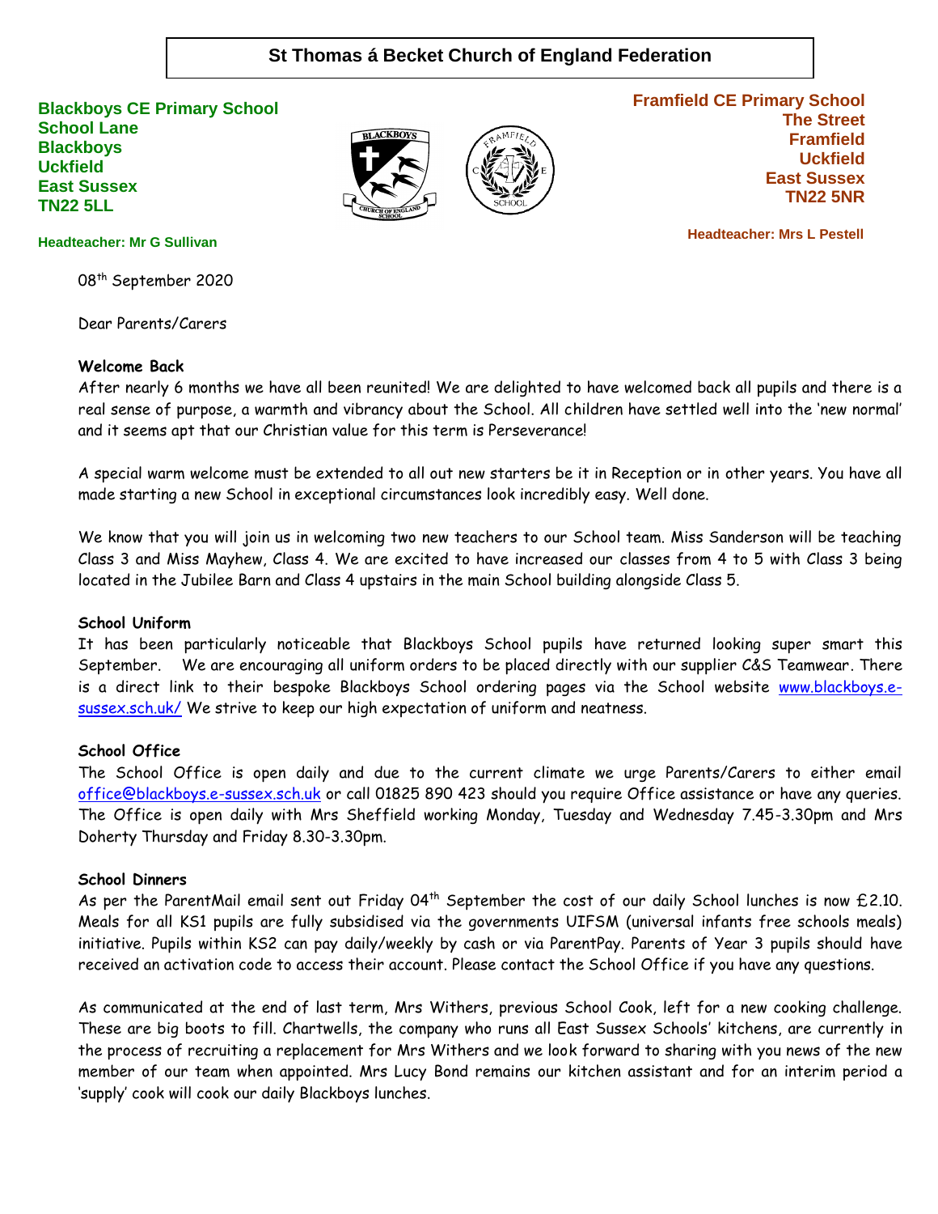# St Thomas á Becket Church of England Federation

**Blackboys CE Primary School**
**School Lane**
**Blackboys**
**Uckfield**
**East Sussex**
**TN22 5LL**

**Headteacher: Mr G Sullivan**

**Framfield CE Primary School**
**The Street**
**Framfield**
**Uckfield**
**East Sussex**
**TN22 5NR**

**Headteacher: Mrs L Pestell**

08th September 2020

Dear Parents/Carers

**Welcome Back**

After nearly 6 months we have all been reunited! We are delighted to have welcomed back all pupils and there is a real sense of purpose, a warmth and vibrancy about the School. All children have settled well into the 'new normal' and it seems apt that our Christian value for this term is Perseverance!

A special warm welcome must be extended to all out new starters be it in Reception or in other years. You have all made starting a new School in exceptional circumstances look incredibly easy. Well done.

We know that you will join us in welcoming two new teachers to our School team. Miss Sanderson will be teaching Class 3 and Miss Mayhew, Class 4. We are excited to have increased our classes from 4 to 5 with Class 3 being located in the Jubilee Barn and Class 4 upstairs in the main School building alongside Class 5.

**School Uniform**

It has been particularly noticeable that Blackboys School pupils have returned looking super smart this September. We are encouraging all uniform orders to be placed directly with our supplier C&S Teamwear. There is a direct link to their bespoke Blackboys School ordering pages via the School website www.blackboys.e-sussex.sch.uk/ We strive to keep our high expectation of uniform and neatness.

**School Office**

The School Office is open daily and due to the current climate we urge Parents/Carers to either email office@blackboys.e-sussex.sch.uk or call 01825 890 423 should you require Office assistance or have any queries. The Office is open daily with Mrs Sheffield working Monday, Tuesday and Wednesday 7.45-3.30pm and Mrs Doherty Thursday and Friday 8.30-3.30pm.

**School Dinners**

As per the ParentMail email sent out Friday 04th September the cost of our daily School lunches is now £2.10. Meals for all KS1 pupils are fully subsidised via the governments UIFSM (universal infants free schools meals) initiative. Pupils within KS2 can pay daily/weekly by cash or via ParentPay. Parents of Year 3 pupils should have received an activation code to access their account. Please contact the School Office if you have any questions.

As communicated at the end of last term, Mrs Withers, previous School Cook, left for a new cooking challenge. These are big boots to fill. Chartwells, the company who runs all East Sussex Schools' kitchens, are currently in the process of recruiting a replacement for Mrs Withers and we look forward to sharing with you news of the new member of our team when appointed. Mrs Lucy Bond remains our kitchen assistant and for an interim period a 'supply' cook will cook our daily Blackboys lunches.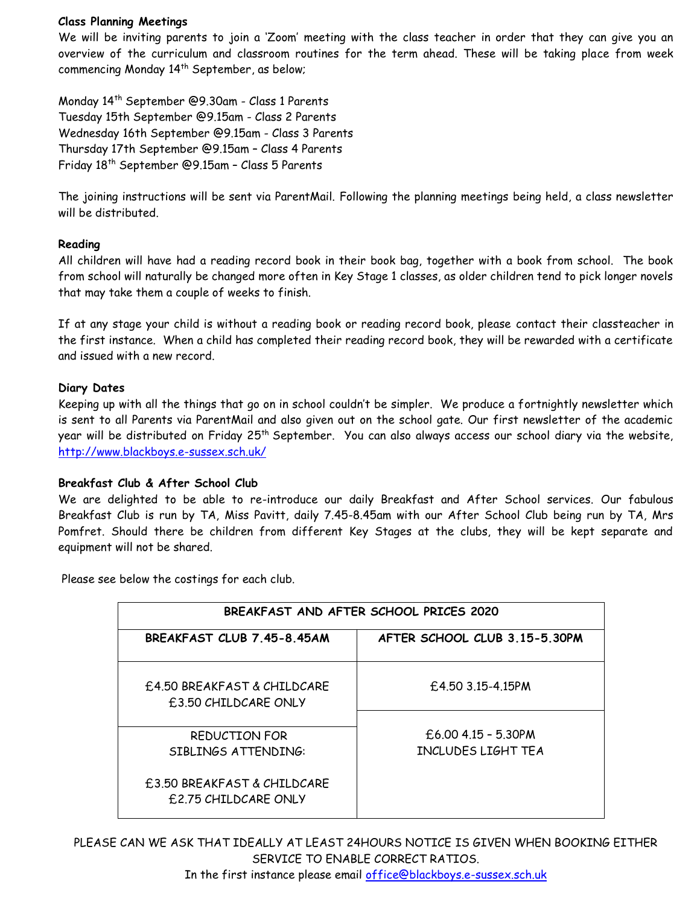**Class Planning Meetings**

We will be inviting parents to join a 'Zoom' meeting with the class teacher in order that they can give you an overview of the curriculum and classroom routines for the term ahead. These will be taking place from week commencing Monday 14th September, as below;

Monday 14th September @9.30am - Class 1 Parents
Tuesday 15th September @9.15am - Class 2 Parents
Wednesday 16th September @9.15am - Class 3 Parents
Thursday 17th September @9.15am – Class 4 Parents
Friday 18th September @9.15am – Class 5 Parents

The joining instructions will be sent via ParentMail. Following the planning meetings being held, a class newsletter will be distributed.

**Reading**

All children will have had a reading record book in their book bag, together with a book from school. The book from school will naturally be changed more often in Key Stage 1 classes, as older children tend to pick longer novels that may take them a couple of weeks to finish.

If at any stage your child is without a reading book or reading record book, please contact their classteacher in the first instance. When a child has completed their reading record book, they will be rewarded with a certificate and issued with a new record.

**Diary Dates**

Keeping up with all the things that go on in school couldn't be simpler. We produce a fortnightly newsletter which is sent to all Parents via ParentMail and also given out on the school gate. Our first newsletter of the academic year will be distributed on Friday 25th September. You can also always access our school diary via the website, http://www.blackboys.e-sussex.sch.uk/

**Breakfast Club & After School Club**

We are delighted to be able to re-introduce our daily Breakfast and After School services. Our fabulous Breakfast Club is run by TA, Miss Pavitt, daily 7.45-8.45am with our After School Club being run by TA, Mrs Pomfret. Should there be children from different Key Stages at the clubs, they will be kept separate and equipment will not be shared.

Please see below the costings for each club.

| BREAKFAST AND AFTER SCHOOL PRICES 2020 | |
|---|---|
| **BREAKFAST CLUB 7.45-8.45AM** | **AFTER SCHOOL CLUB 3.15-5.30PM** |
| £4.50 BREAKFAST & CHILDCARE<br>£3.50 CHILDCARE ONLY | £4.50 3.15-4.15PM |
| REDUCTION FOR SIBLINGS ATTENDING:<br><br>£3.50 BREAKFAST & CHILDCARE<br>£2.75 CHILDCARE ONLY | £6.00 4.15 – 5.30PM<br>INCLUDES LIGHT TEA |

PLEASE CAN WE ASK THAT IDEALLY AT LEAST 24HOURS NOTICE IS GIVEN WHEN BOOKING EITHER SERVICE TO ENABLE CORRECT RATIOS.

In the first instance please email office@blackboys.e-sussex.sch.uk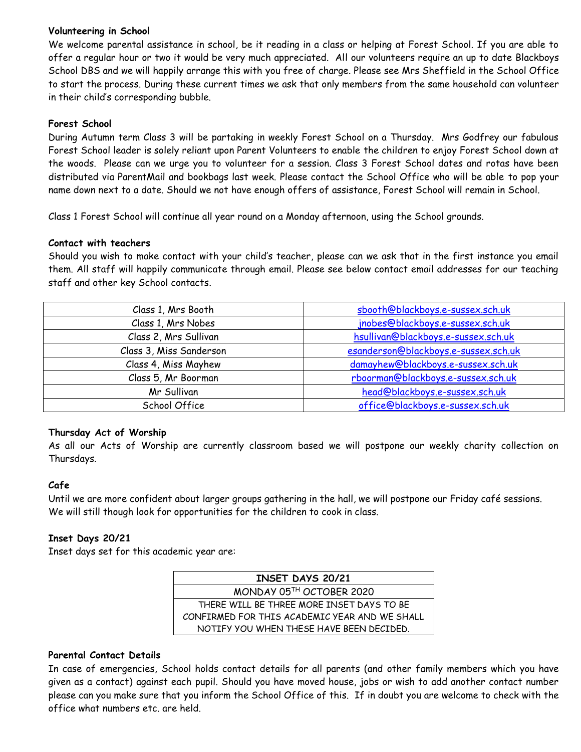**Volunteering in School**

We welcome parental assistance in school, be it reading in a class or helping at Forest School. If you are able to offer a regular hour or two it would be very much appreciated. All our volunteers require an up to date Blackboys School DBS and we will happily arrange this with you free of charge. Please see Mrs Sheffield in the School Office to start the process. During these current times we ask that only members from the same household can volunteer in their child's corresponding bubble.

**Forest School**

During Autumn term Class 3 will be partaking in weekly Forest School on a Thursday. Mrs Godfrey our fabulous Forest School leader is solely reliant upon Parent Volunteers to enable the children to enjoy Forest School down at the woods. Please can we urge you to volunteer for a session. Class 3 Forest School dates and rotas have been distributed via ParentMail and bookbags last week. Please contact the School Office who will be able to pop your name down next to a date. Should we not have enough offers of assistance, Forest School will remain in School.

Class 1 Forest School will continue all year round on a Monday afternoon, using the School grounds.

**Contact with teachers**

Should you wish to make contact with your child's teacher, please can we ask that in the first instance you email them. All staff will happily communicate through email. Please see below contact email addresses for our teaching staff and other key School contacts.

| | |
|---|---|
| Class 1, Mrs Booth | sbooth@blackboys.e-sussex.sch.uk |
| Class 1, Mrs Nobes | jnobes@blackboys.e-sussex.sch.uk |
| Class 2, Mrs Sullivan | hsullivan@blackboys.e-sussex.sch.uk |
| Class 3, Miss Sanderson | esanderson@blackboys.e-sussex.sch.uk |
| Class 4, Miss Mayhew | damayhew@blackboys.e-sussex.sch.uk |
| Class 5, Mr Boorman | rboorman@blackboys.e-sussex.sch.uk |
| Mr Sullivan | head@blackboys.e-sussex.sch.uk |
| School Office | office@blackboys.e-sussex.sch.uk |

**Thursday Act of Worship**

As all our Acts of Worship are currently classroom based we will postpone our weekly charity collection on Thursdays.

**Cafe**

Until we are more confident about larger groups gathering in the hall, we will postpone our Friday café sessions.
We will still though look for opportunities for the children to cook in class.

**Inset Days 20/21**

Inset days set for this academic year are:

| **INSET DAYS 20/21** |
|---|
| MONDAY 05TH OCTOBER 2020 |
| THERE WILL BE THREE MORE INSET DAYS TO BE CONFIRMED FOR THIS ACADEMIC YEAR AND WE SHALL NOTIFY YOU WHEN THESE HAVE BEEN DECIDED. |

**Parental Contact Details**

In case of emergencies, School holds contact details for all parents (and other family members which you have given as a contact) against each pupil. Should you have moved house, jobs or wish to add another contact number please can you make sure that you inform the School Office of this. If in doubt you are welcome to check with the office what numbers etc. are held.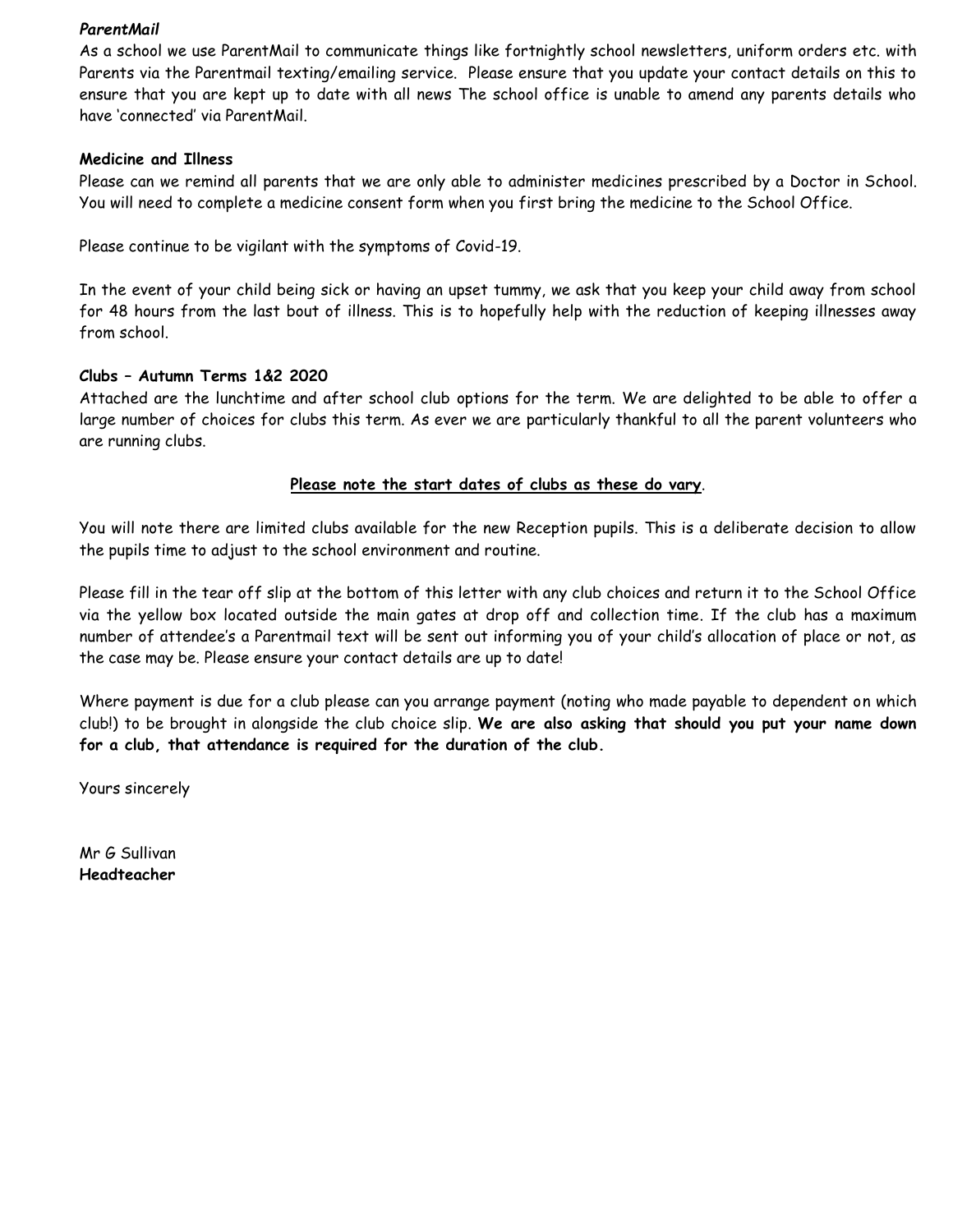***ParentMail***

As a school we use ParentMail to communicate things like fortnightly school newsletters, uniform orders etc. with Parents via the Parentmail texting/emailing service. Please ensure that you update your contact details on this to ensure that you are kept up to date with all news The school office is unable to amend any parents details who have 'connected' via ParentMail.

**Medicine and Illness**

Please can we remind all parents that we are only able to administer medicines prescribed by a Doctor in School. You will need to complete a medicine consent form when you first bring the medicine to the School Office.

Please continue to be vigilant with the symptoms of Covid-19.

In the event of your child being sick or having an upset tummy, we ask that you keep your child away from school for 48 hours from the last bout of illness. This is to hopefully help with the reduction of keeping illnesses away from school.

**Clubs – Autumn Terms 1&2 2020**

Attached are the lunchtime and after school club options for the term. We are delighted to be able to offer a large number of choices for clubs this term. As ever we are particularly thankful to all the parent volunteers who are running clubs.

<u>**Please note the start dates of clubs as these do vary**</u>.

You will note there are limited clubs available for the new Reception pupils. This is a deliberate decision to allow the pupils time to adjust to the school environment and routine.

Please fill in the tear off slip at the bottom of this letter with any club choices and return it to the School Office via the yellow box located outside the main gates at drop off and collection time. If the club has a maximum number of attendee's a Parentmail text will be sent out informing you of your child's allocation of place or not, as the case may be. Please ensure your contact details are up to date!

Where payment is due for a club please can you arrange payment (noting who made payable to dependent on which club!) to be brought in alongside the club choice slip. **We are also asking that should you put your name down for a club, that attendance is required for the duration of the club.**

Yours sincerely

Mr G Sullivan
**Headteacher**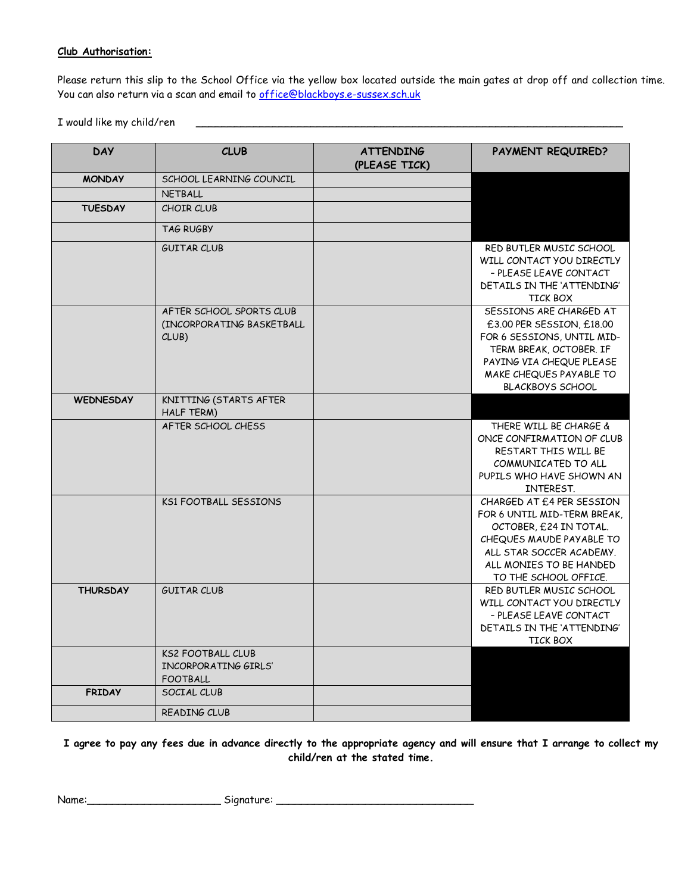**Club Authorisation:**

Please return this slip to the School Office via the yellow box located outside the main gates at drop off and collection time. You can also return via a scan and email to office@blackboys.e-sussex.sch.uk

I would like my child/ren \_\_\_\_\_\_\_\_\_\_\_\_\_\_\_\_\_\_\_\_\_\_\_\_\_\_\_\_\_\_\_\_\_\_\_\_\_\_\_\_\_\_\_\_\_\_\_\_\_\_\_\_\_\_\_\_\_\_\_\_\_\_\_\_\_\_\_\_

| DAY | CLUB | ATTENDING (PLEASE TICK) | PAYMENT REQUIRED? |
|---|---|---|---|
| MONDAY | SCHOOL LEARNING COUNCIL | | |
| | NETBALL | | |
| TUESDAY | CHOIR CLUB | | |
| | TAG RUGBY | | |
| | GUITAR CLUB | | RED BUTLER MUSIC SCHOOL WILL CONTACT YOU DIRECTLY – PLEASE LEAVE CONTACT DETAILS IN THE 'ATTENDING' TICK BOX |
| | AFTER SCHOOL SPORTS CLUB (INCORPORATING BASKETBALL CLUB) | | SESSIONS ARE CHARGED AT £3.00 PER SESSION, £18.00 FOR 6 SESSIONS, UNTIL MID-TERM BREAK, OCTOBER. IF PAYING VIA CHEQUE PLEASE MAKE CHEQUES PAYABLE TO BLACKBOYS SCHOOL |
| WEDNESDAY | KNITTING (STARTS AFTER HALF TERM) | | |
| | AFTER SCHOOL CHESS | | THERE WILL BE CHARGE & ONCE CONFIRMATION OF CLUB RESTART THIS WILL BE COMMUNICATED TO ALL PUPILS WHO HAVE SHOWN AN INTEREST. |
| | KS1 FOOTBALL SESSIONS | | CHARGED AT £4 PER SESSION FOR 6 UNTIL MID-TERM BREAK, OCTOBER, £24 IN TOTAL. CHEQUES MAUDE PAYABLE TO ALL STAR SOCCER ACADEMY. ALL MONIES TO BE HANDED TO THE SCHOOL OFFICE. |
| THURSDAY | GUITAR CLUB | | RED BUTLER MUSIC SCHOOL WILL CONTACT YOU DIRECTLY – PLEASE LEAVE CONTACT DETAILS IN THE 'ATTENDING' TICK BOX |
| | KS2 FOOTBALL CLUB INCORPORATING GIRLS' FOOTBALL | | |
| FRIDAY | SOCIAL CLUB | | |
| | READING CLUB | | |

**I agree to pay any fees due in advance directly to the appropriate agency and will ensure that I arrange to collect my child/ren at the stated time.**

Name:\_\_\_\_\_\_\_\_\_\_\_\_\_\_\_\_\_\_\_\_\_\_ Signature: \_\_\_\_\_\_\_\_\_\_\_\_\_\_\_\_\_\_\_\_\_\_\_\_\_\_\_\_\_\_\_\_\_\_